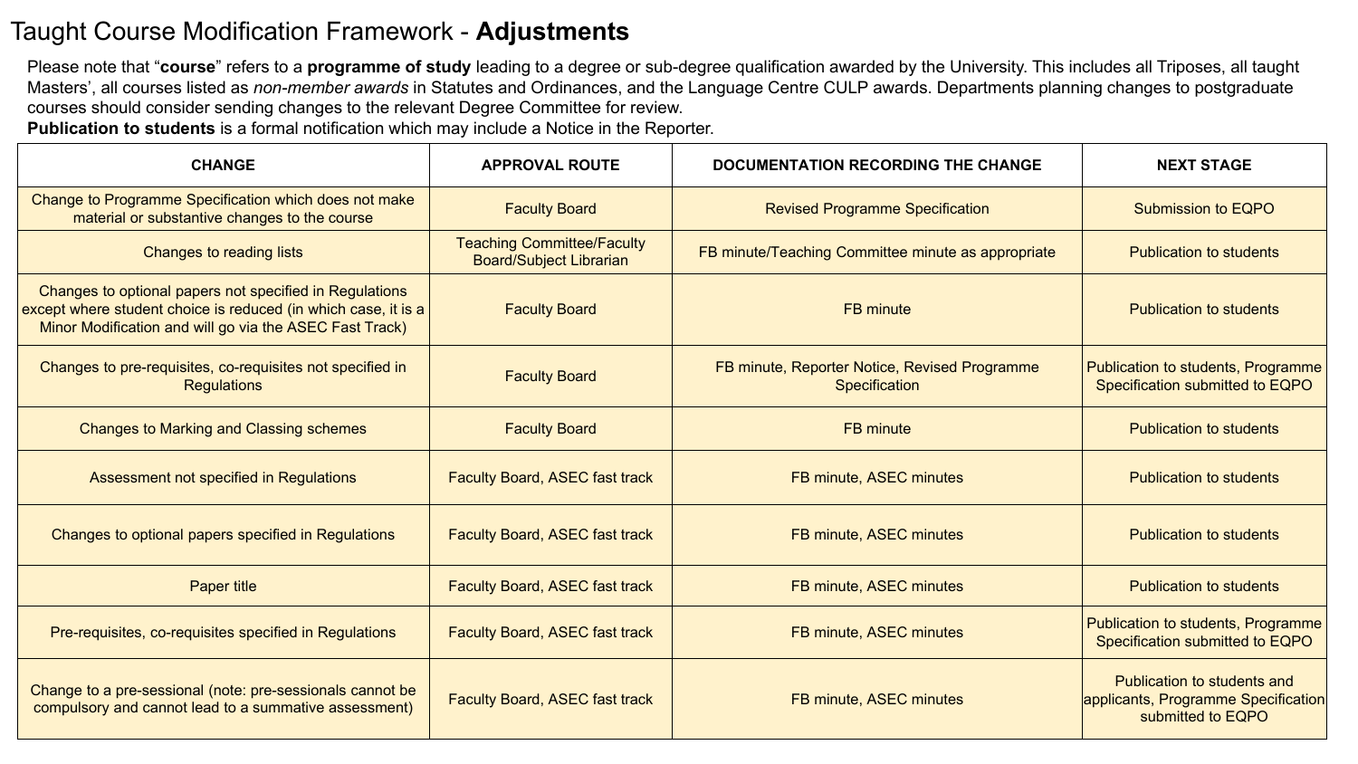# Taught Course Modification Framework - **Adjustments**

Please note that "**course**" refers to a **programme of study** leading to a degree or sub-degree qualification awarded by the University. This includes all Triposes, all taught Masters', all courses listed as *non-member awards* in Statutes and Ordinances, and the Language Centre CULP awards. Departments planning changes to postgraduate courses should consider sending changes to the relevant Degree Committee for review.

**Publication to students** is a formal notification which may include a Notice in the Reporter.

| CHANGE | APPROVAL ROUTE | DOCUMENTATION RECORDING THE CHANGE | NEXT STAGE |
|---|---|---|---|
| Change to Programme Specification which does not make material or substantive changes to the course | Faculty Board | Revised Programme Specification | Submission to EQPO |
| Changes to reading lists | Teaching Committee/Faculty Board/Subject Librarian | FB minute/Teaching Committee minute as appropriate | Publication to students |
| Changes to optional papers not specified in Regulations except where student choice is reduced (in which case, it is a Minor Modification and will go via the ASEC Fast Track) | Faculty Board | FB minute | Publication to students |
| Changes to pre-requisites, co-requisites not specified in Regulations | Faculty Board | FB minute, Reporter Notice, Revised Programme Specification | Publication to students, Programme Specification submitted to EQPO |
| Changes to Marking and Classing schemes | Faculty Board | FB minute | Publication to students |
| Assessment not specified in Regulations | Faculty Board, ASEC fast track | FB minute, ASEC minutes | Publication to students |
| Changes to optional papers specified in Regulations | Faculty Board, ASEC fast track | FB minute, ASEC minutes | Publication to students |
| Paper title | Faculty Board, ASEC fast track | FB minute, ASEC minutes | Publication to students |
| Pre-requisites, co-requisites specified in Regulations | Faculty Board, ASEC fast track | FB minute, ASEC minutes | Publication to students, Programme Specification submitted to EQPO |
| Change to a pre-sessional (note: pre-sessionals cannot be compulsory and cannot lead to a summative assessment) | Faculty Board, ASEC fast track | FB minute, ASEC minutes | Publication to students and applicants, Programme Specification submitted to EQPO |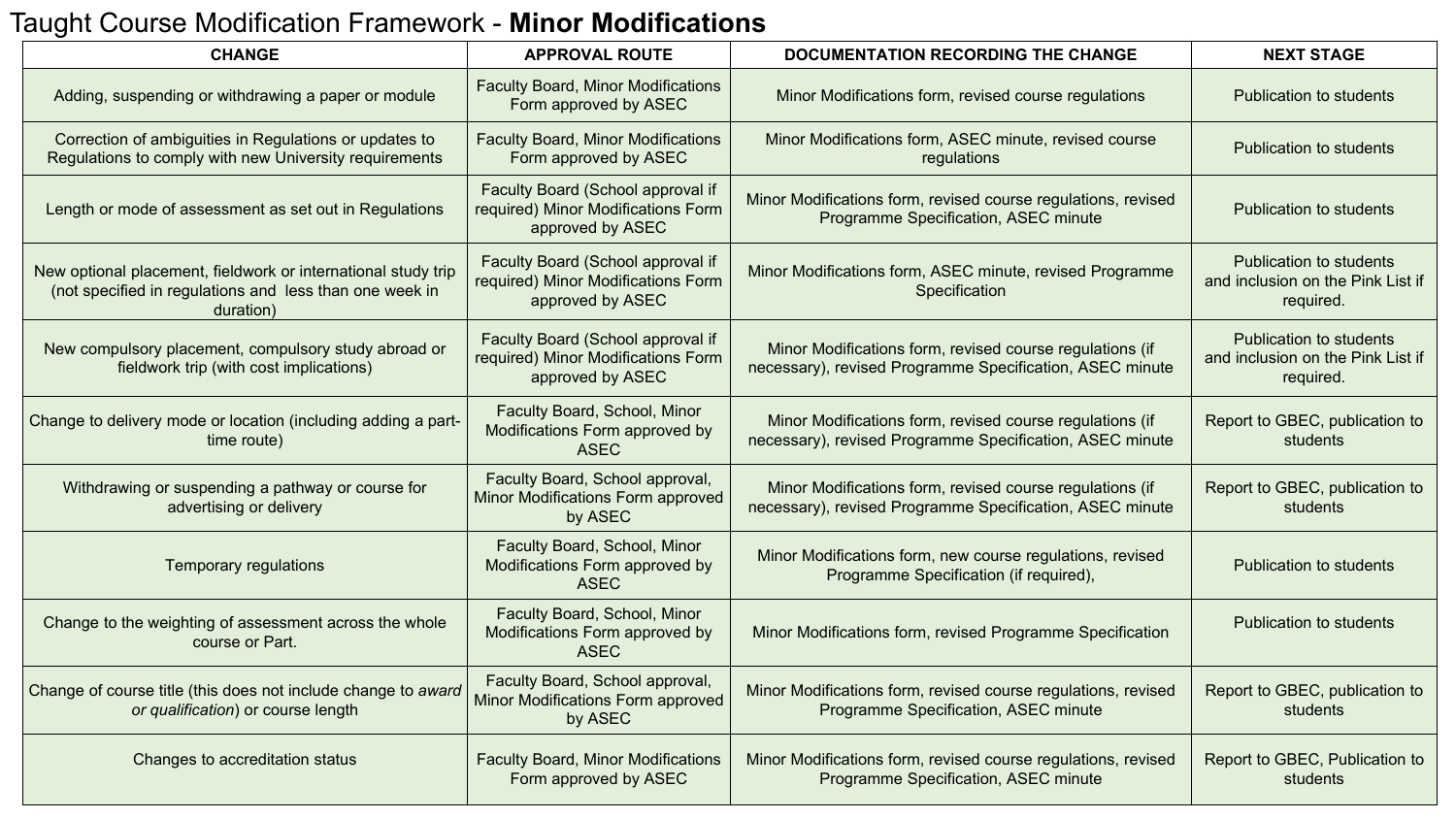# Taught Course Modification Framework - **Minor Modifications**

| CHANGE | APPROVAL ROUTE | DOCUMENTATION RECORDING THE CHANGE | NEXT STAGE |
|---|---|---|---|
| Adding, suspending or withdrawing a paper or module | Faculty Board, Minor Modifications Form approved by ASEC | Minor Modifications form, revised course regulations | Publication to students |
| Correction of ambiguities in Regulations or updates to Regulations to comply with new University requirements | Faculty Board, Minor Modifications Form approved by ASEC | Minor Modifications form, ASEC minute, revised course regulations | Publication to students |
| Length or mode of assessment as set out in Regulations | Faculty Board (School approval if required) Minor Modifications Form approved by ASEC | Minor Modifications form, revised course regulations, revised Programme Specification, ASEC minute | Publication to students |
| New optional placement, fieldwork or international study trip (not specified in regulations and less than one week in duration) | Faculty Board (School approval if required) Minor Modifications Form approved by ASEC | Minor Modifications form, ASEC minute, revised Programme Specification | Publication to students and inclusion on the Pink List if required. |
| New compulsory placement, compulsory study abroad or fieldwork trip (with cost implications) | Faculty Board (School approval if required) Minor Modifications Form approved by ASEC | Minor Modifications form, revised course regulations (if necessary), revised Programme Specification, ASEC minute | Publication to students and inclusion on the Pink List if required. |
| Change to delivery mode or location (including adding a part-time route) | Faculty Board, School, Minor Modifications Form approved by ASEC | Minor Modifications form, revised course regulations (if necessary), revised Programme Specification, ASEC minute | Report to GBEC, publication to students |
| Withdrawing or suspending a pathway or course for advertising or delivery | Faculty Board, School approval, Minor Modifications Form approved by ASEC | Minor Modifications form, revised course regulations (if necessary), revised Programme Specification, ASEC minute | Report to GBEC, publication to students |
| Temporary regulations | Faculty Board, School, Minor Modifications Form approved by ASEC | Minor Modifications form, new course regulations, revised Programme Specification (if required), | Publication to students |
| Change to the weighting of assessment across the whole course or Part. | Faculty Board, School, Minor Modifications Form approved by ASEC | Minor Modifications form, revised Programme Specification | Publication to students |
| Change of course title (this does not include change to *award or qualification*) or course length | Faculty Board, School approval, Minor Modifications Form approved by ASEC | Minor Modifications form, revised course regulations, revised Programme Specification, ASEC minute | Report to GBEC, publication to students |
| Changes to accreditation status | Faculty Board, Minor Modifications Form approved by ASEC | Minor Modifications form, revised course regulations, revised Programme Specification, ASEC minute | Report to GBEC, Publication to students |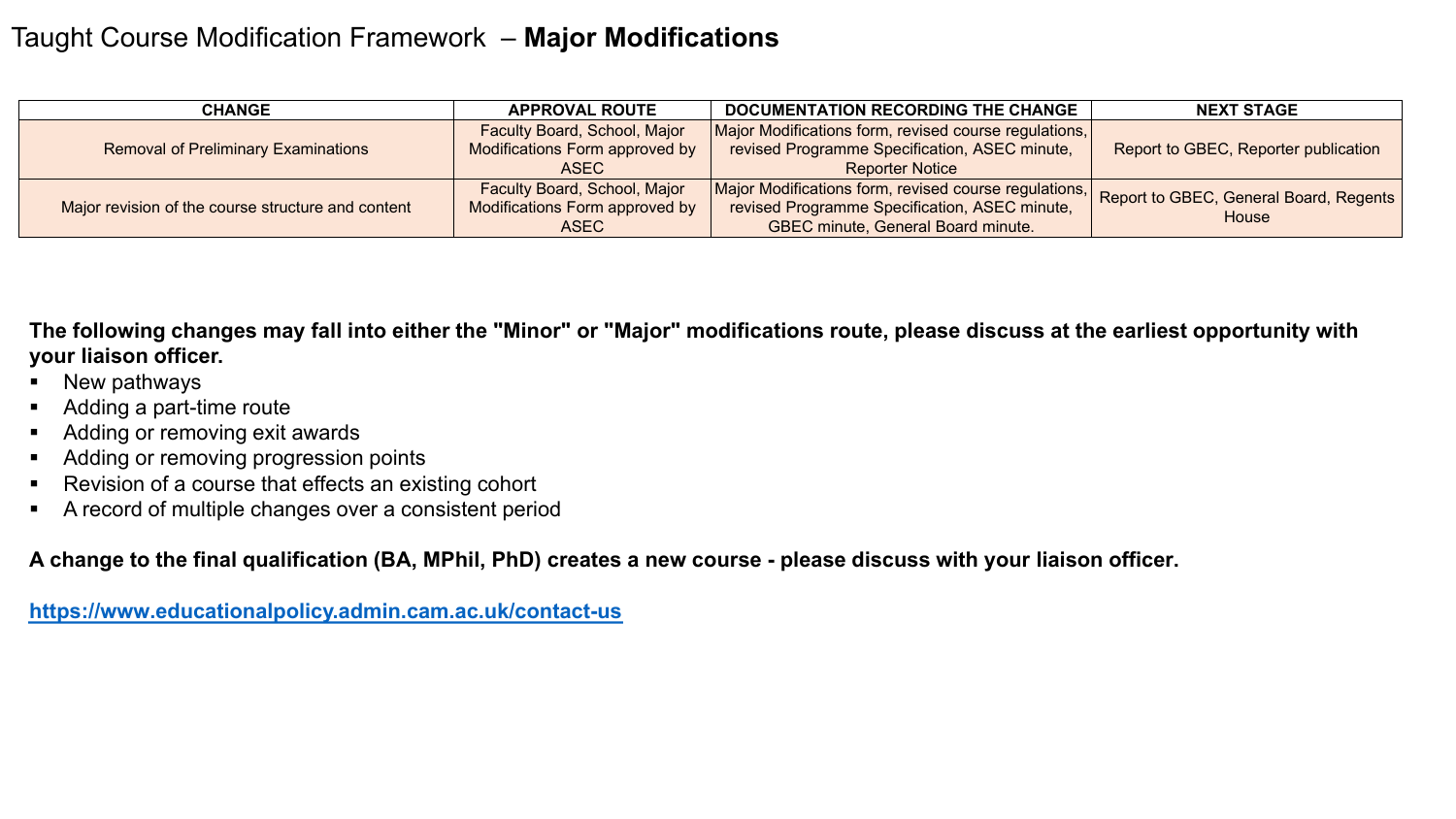# Taught Course Modification Framework – **Major Modifications**

| CHANGE | APPROVAL ROUTE | DOCUMENTATION RECORDING THE CHANGE | NEXT STAGE |
|---|---|---|---|
| Removal of Preliminary Examinations | Faculty Board, School, Major Modifications Form approved by ASEC | Major Modifications form, revised course regulations, revised Programme Specification, ASEC minute, Reporter Notice | Report to GBEC, Reporter publication |
| Major revision of the course structure and content | Faculty Board, School, Major Modifications Form approved by ASEC | Major Modifications form, revised course regulations, revised Programme Specification, ASEC minute, GBEC minute, General Board minute. | Report to GBEC, General Board, Regents House |

**The following changes may fall into either the "Minor" or "Major" modifications route, please discuss at the earliest opportunity with your liaison officer.**

- New pathways
- Adding a part-time route
- Adding or removing exit awards
- Adding or removing progression points
- Revision of a course that effects an existing cohort
- A record of multiple changes over a consistent period

**A change to the final qualification (BA, MPhil, PhD) creates a new course - please discuss with your liaison officer.**

**https://www.educationalpolicy.admin.cam.ac.uk/contact-us**